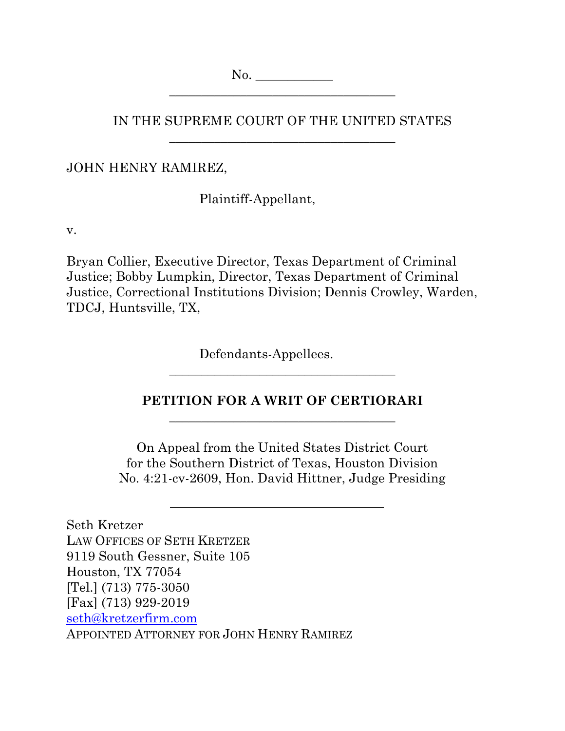No. ___________

---

IN THE SUPREME COURT OF THE UNITED STATES

---

JOHN HENRY RAMIREZ,

Plaintiff-Appellant,

v.

Bryan Collier, Executive Director, Texas Department of Criminal Justice; Bobby Lumpkin, Director, Texas Department of Criminal Justice, Correctional Institutions Division; Dennis Crowley, Warden, TDCJ, Huntsville, TX,

Defendants-Appellees.

---

**PETITION FOR A WRIT OF CERTIORARI**

---

On Appeal from the United States District Court
for the Southern District of Texas, Houston Division
No. 4:21-cv-2609, Hon. David Hittner, Judge Presiding

---

Seth Kretzer
LAW OFFICES OF SETH KRETZER
9119 South Gessner, Suite 105
Houston, TX 77054
[Tel.] (713) 775-3050
[Fax] (713) 929-2019
seth@kretzerfirm.com
APPOINTED ATTORNEY FOR JOHN HENRY RAMIREZ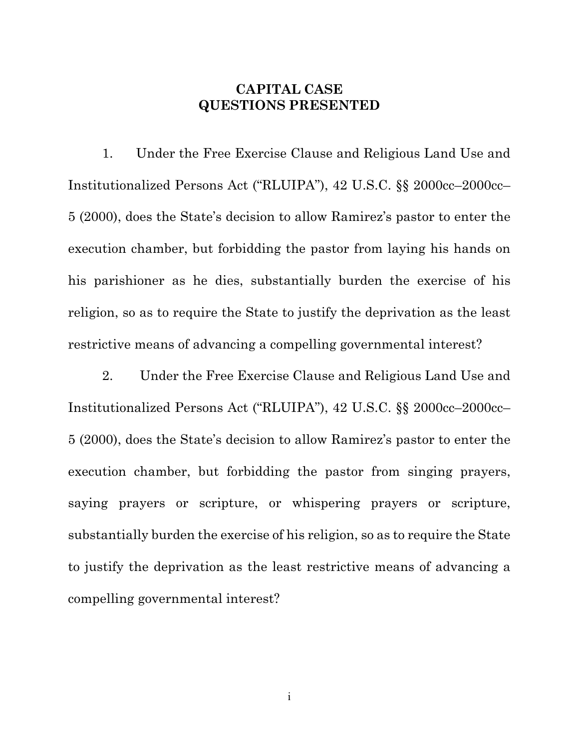**CAPITAL CASE**

**QUESTIONS PRESENTED**

1. Under the Free Exercise Clause and Religious Land Use and Institutionalized Persons Act ("RLUIPA"), 42 U.S.C. §§ 2000cc–2000cc–5 (2000), does the State's decision to allow Ramirez's pastor to enter the execution chamber, but forbidding the pastor from laying his hands on his parishioner as he dies, substantially burden the exercise of his religion, so as to require the State to justify the deprivation as the least restrictive means of advancing a compelling governmental interest?

2. Under the Free Exercise Clause and Religious Land Use and Institutionalized Persons Act ("RLUIPA"), 42 U.S.C. §§ 2000cc–2000cc–5 (2000), does the State's decision to allow Ramirez's pastor to enter the execution chamber, but forbidding the pastor from singing prayers, saying prayers or scripture, or whispering prayers or scripture, substantially burden the exercise of his religion, so as to require the State to justify the deprivation as the least restrictive means of advancing a compelling governmental interest?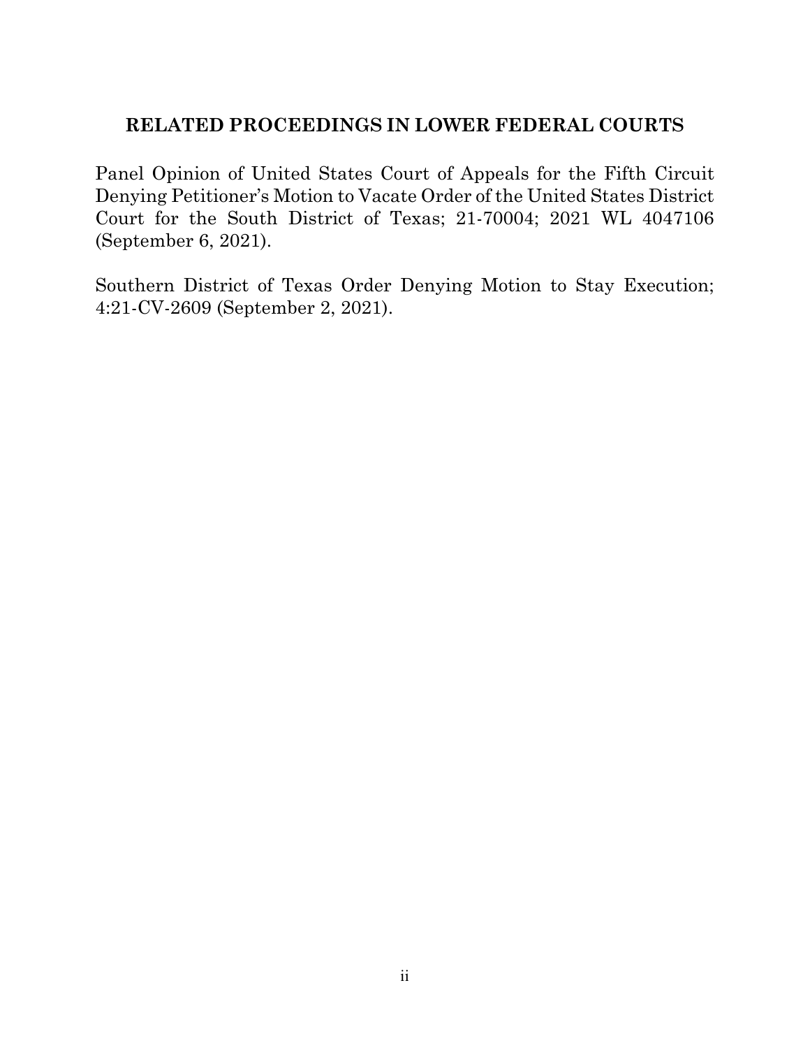## RELATED PROCEEDINGS IN LOWER FEDERAL COURTS

Panel Opinion of United States Court of Appeals for the Fifth Circuit Denying Petitioner's Motion to Vacate Order of the United States District Court for the South District of Texas; 21-70004; 2021 WL 4047106 (September 6, 2021).

Southern District of Texas Order Denying Motion to Stay Execution; 4:21-CV-2609 (September 2, 2021).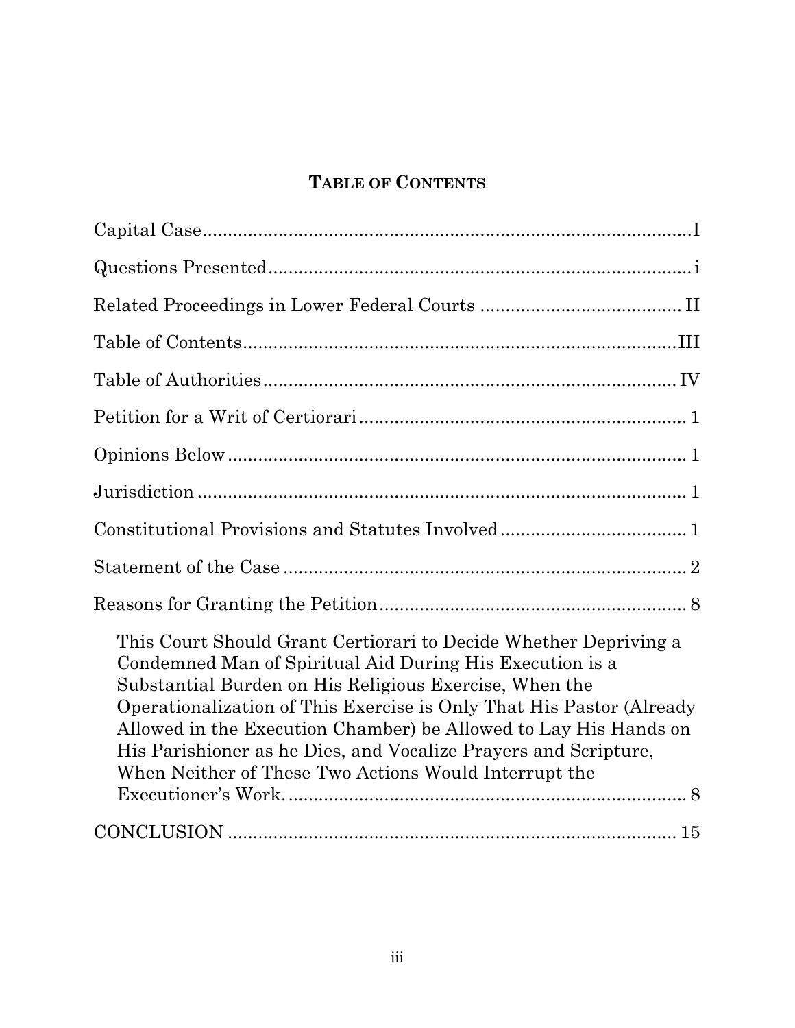## TABLE OF CONTENTS

Capital Case .................................................................................... I

Questions Presented ........................................................................ i

Related Proceedings in Lower Federal Courts ............................. II

Table of Contents ........................................................................... III

Table of Authorities ....................................................................... IV

Petition for a Writ of Certiorari ...................................................... 1

Opinions Below ................................................................................ 1

Jurisdiction ...................................................................................... 1

Constitutional Provisions and Statutes Involved .......................... 1

Statement of the Case ...................................................................... 2

Reasons for Granting the Petition ................................................... 8

This Court Should Grant Certiorari to Decide Whether Depriving a Condemned Man of Spiritual Aid During His Execution is a Substantial Burden on His Religious Exercise, When the Operationalization of This Exercise is Only That His Pastor (Already Allowed in the Execution Chamber) be Allowed to Lay His Hands on His Parishioner as he Dies, and Vocalize Prayers and Scripture, When Neither of These Two Actions Would Interrupt the Executioner's Work. ........................................................................ 8

CONCLUSION ................................................................................ 15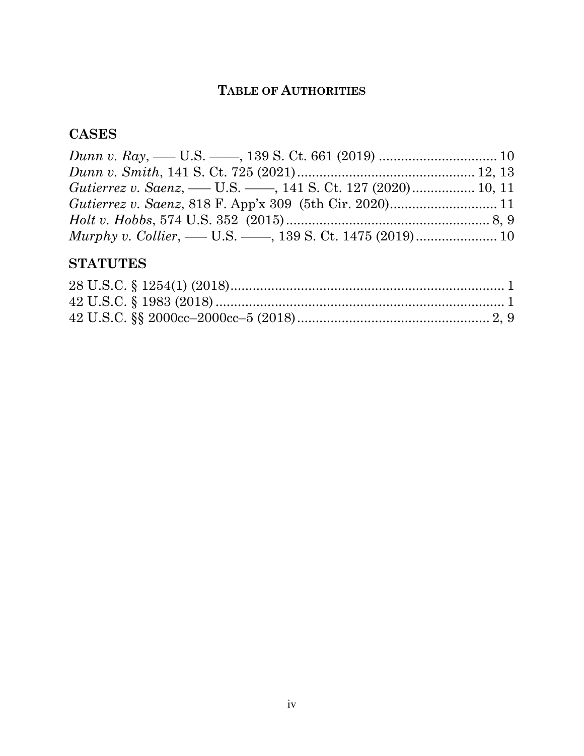# TABLE OF AUTHORITIES

## CASES

*Dunn v. Ray*, ––– U.S. ––––, 139 S. Ct. 661 (2019) ................................ 10
*Dunn v. Smith*, 141 S. Ct. 725 (2021)................................................ 12, 13
*Gutierrez v. Saenz*, ––– U.S. ––––, 141 S. Ct. 127 (2020)................. 10, 11
*Gutierrez v. Saenz*, 818 F. App'x 309 (5th Cir. 2020)............................. 11
*Holt v. Hobbs*, 574 U.S. 352 (2015)........................................................ 8, 9
*Murphy v. Collier*, ––– U.S. ––––, 139 S. Ct. 1475 (2019)...................... 10

## STATUTES

28 U.S.C. § 1254(1) (2018).......................................................................... 1
42 U.S.C. § 1983 (2018).............................................................................. 1
42 U.S.C. §§ 2000cc–2000cc–5 (2018).................................................... 2, 9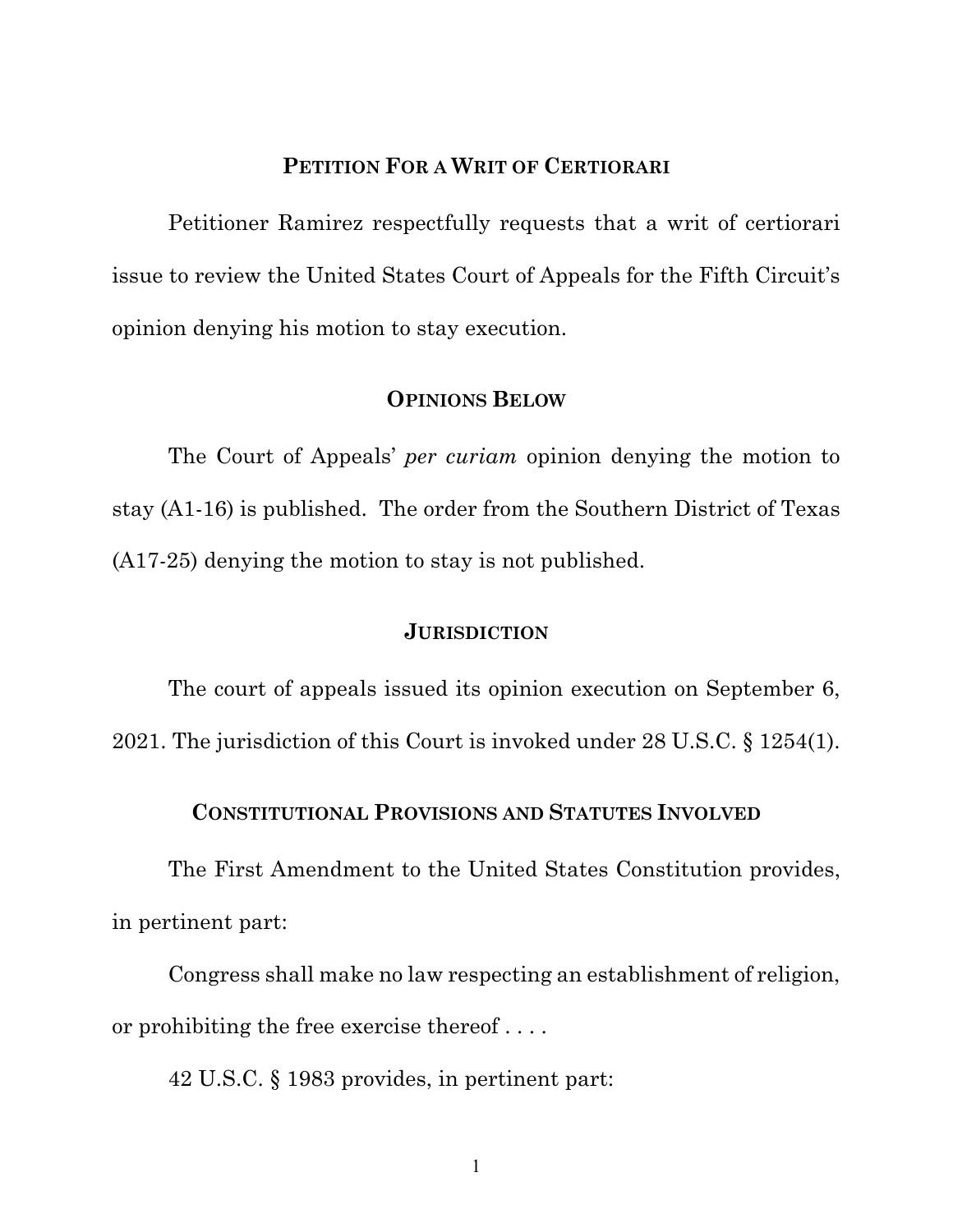## PETITION FOR A WRIT OF CERTIORARI

Petitioner Ramirez respectfully requests that a writ of certiorari issue to review the United States Court of Appeals for the Fifth Circuit's opinion denying his motion to stay execution.

## OPINIONS BELOW

The Court of Appeals' *per curiam* opinion denying the motion to stay (A1-16) is published. The order from the Southern District of Texas (A17-25) denying the motion to stay is not published.

## JURISDICTION

The court of appeals issued its opinion execution on September 6, 2021. The jurisdiction of this Court is invoked under 28 U.S.C. § 1254(1).

## CONSTITUTIONAL PROVISIONS AND STATUTES INVOLVED

The First Amendment to the United States Constitution provides, in pertinent part:

Congress shall make no law respecting an establishment of religion, or prohibiting the free exercise thereof . . . .

42 U.S.C. § 1983 provides, in pertinent part: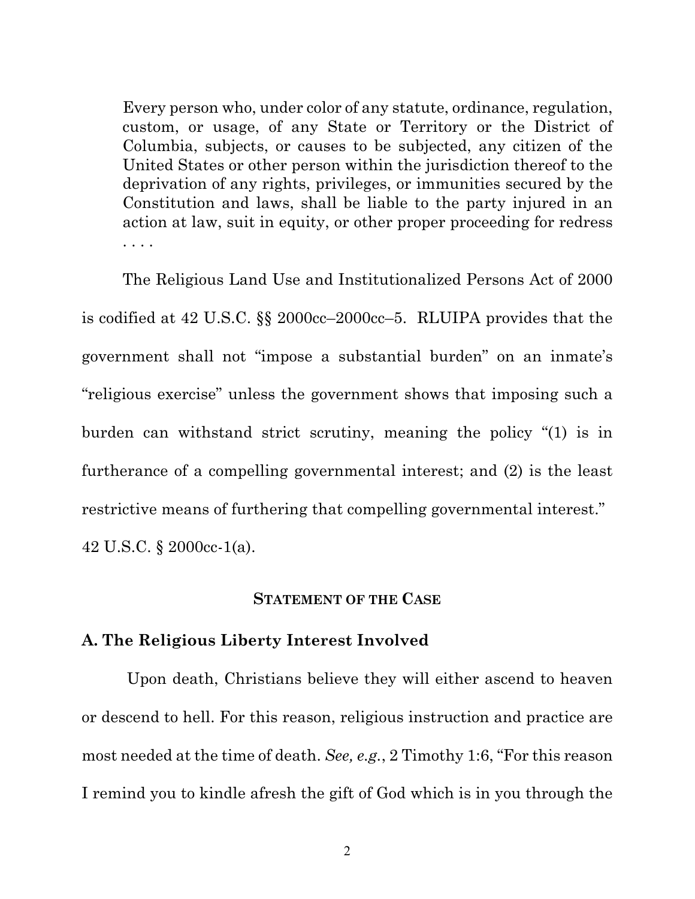> Every person who, under color of any statute, ordinance, regulation, custom, or usage, of any State or Territory or the District of Columbia, subjects, or causes to be subjected, any citizen of the United States or other person within the jurisdiction thereof to the deprivation of any rights, privileges, or immunities secured by the Constitution and laws, shall be liable to the party injured in an action at law, suit in equity, or other proper proceeding for redress . . . .

The Religious Land Use and Institutionalized Persons Act of 2000 is codified at 42 U.S.C. §§ 2000cc–2000cc–5. RLUIPA provides that the government shall not "impose a substantial burden" on an inmate's "religious exercise" unless the government shows that imposing such a burden can withstand strict scrutiny, meaning the policy "(1) is in furtherance of a compelling governmental interest; and (2) is the least restrictive means of furthering that compelling governmental interest." 42 U.S.C. § 2000cc-1(a).

## STATEMENT OF THE CASE

### A. The Religious Liberty Interest Involved

Upon death, Christians believe they will either ascend to heaven or descend to hell. For this reason, religious instruction and practice are most needed at the time of death. *See, e.g.*, 2 Timothy 1:6, "For this reason I remind you to kindle afresh the gift of God which is in you through the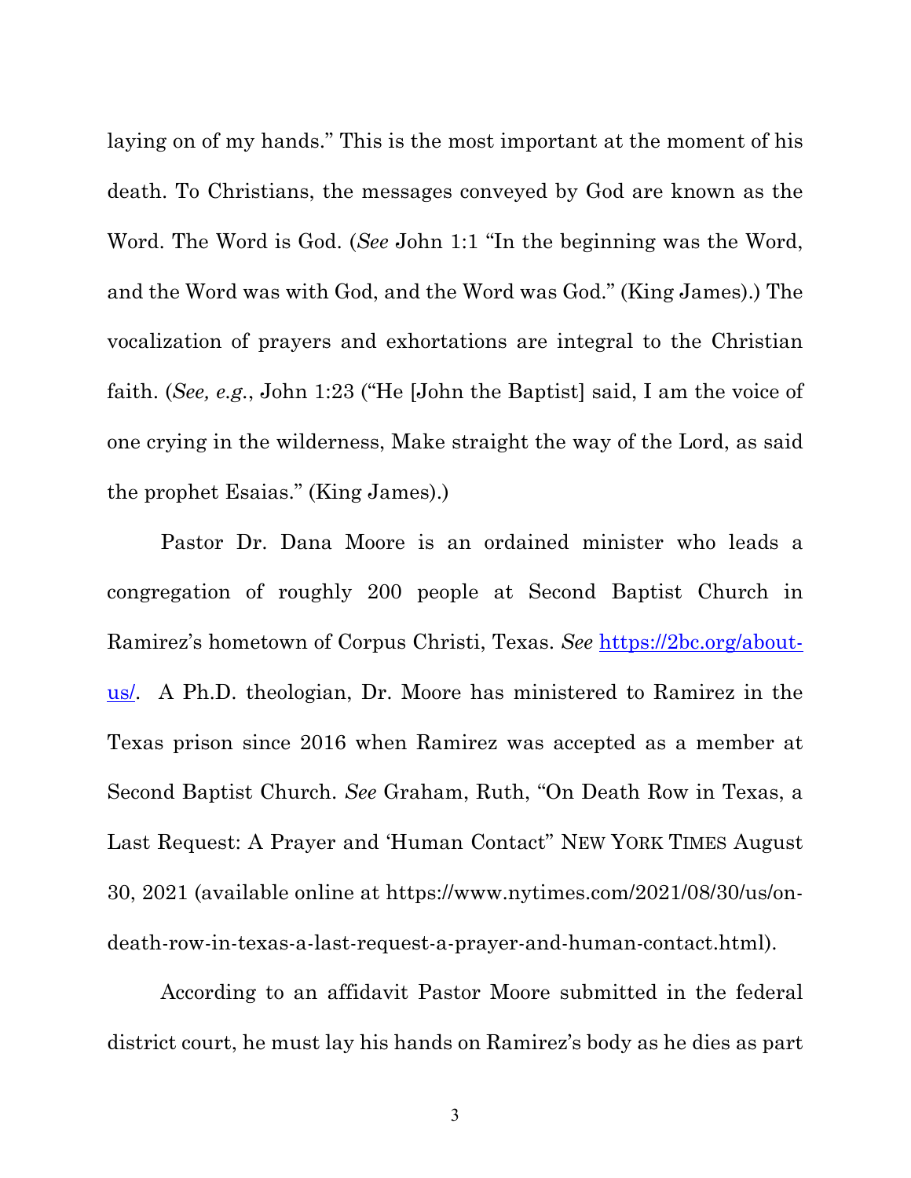laying on of my hands." This is the most important at the moment of his death. To Christians, the messages conveyed by God are known as the Word. The Word is God. (*See* John 1:1 "In the beginning was the Word, and the Word was with God, and the Word was God." (King James).) The vocalization of prayers and exhortations are integral to the Christian faith. (*See, e.g.*, John 1:23 ("He [John the Baptist] said, I am the voice of one crying in the wilderness, Make straight the way of the Lord, as said the prophet Esaias." (King James).)

Pastor Dr. Dana Moore is an ordained minister who leads a congregation of roughly 200 people at Second Baptist Church in Ramirez's hometown of Corpus Christi, Texas. *See* [https://2bc.org/about-us/](https://2bc.org/about-us/). A Ph.D. theologian, Dr. Moore has ministered to Ramirez in the Texas prison since 2016 when Ramirez was accepted as a member at Second Baptist Church. *See* Graham, Ruth, "On Death Row in Texas, a Last Request: A Prayer and 'Human Contact" NEW YORK TIMES August 30, 2021 (available online at https://www.nytimes.com/2021/08/30/us/on-death-row-in-texas-a-last-request-a-prayer-and-human-contact.html).

According to an affidavit Pastor Moore submitted in the federal district court, he must lay his hands on Ramirez's body as he dies as part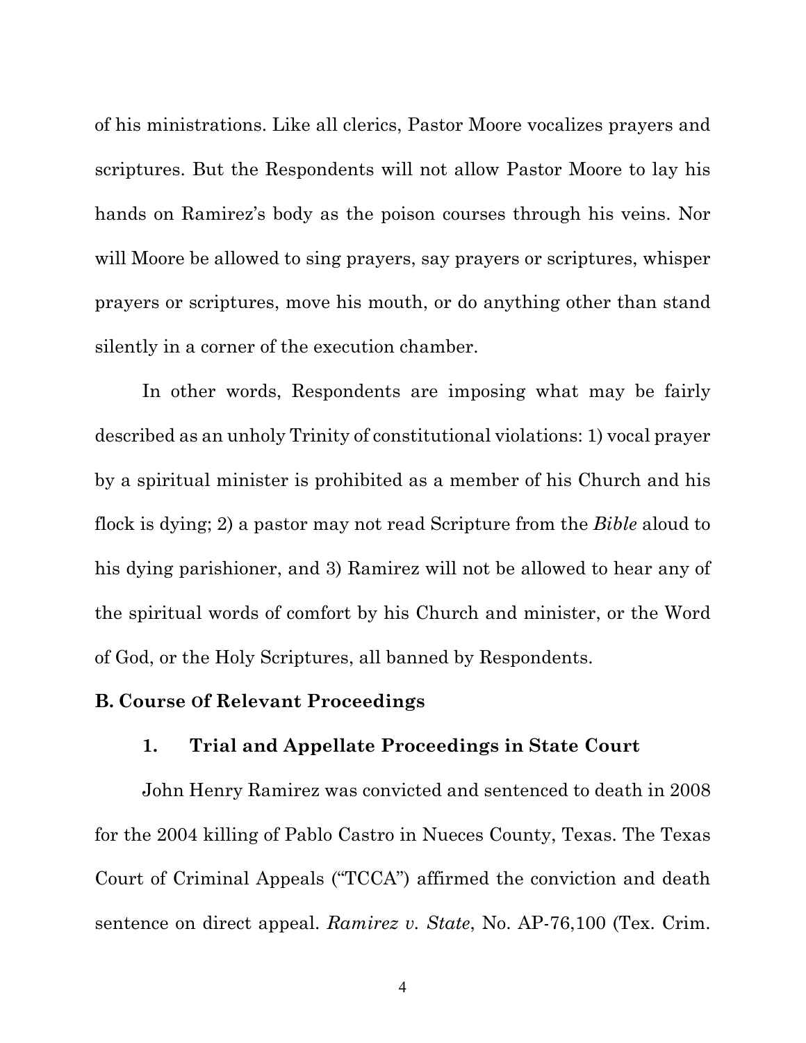of his ministrations. Like all clerics, Pastor Moore vocalizes prayers and scriptures. But the Respondents will not allow Pastor Moore to lay his hands on Ramirez's body as the poison courses through his veins. Nor will Moore be allowed to sing prayers, say prayers or scriptures, whisper prayers or scriptures, move his mouth, or do anything other than stand silently in a corner of the execution chamber.

In other words, Respondents are imposing what may be fairly described as an unholy Trinity of constitutional violations: 1) vocal prayer by a spiritual minister is prohibited as a member of his Church and his flock is dying; 2) a pastor may not read Scripture from the *Bible* aloud to his dying parishioner, and 3) Ramirez will not be allowed to hear any of the spiritual words of comfort by his Church and minister, or the Word of God, or the Holy Scriptures, all banned by Respondents.

### B. Course of Relevant Proceedings

#### 1. Trial and Appellate Proceedings in State Court

John Henry Ramirez was convicted and sentenced to death in 2008 for the 2004 killing of Pablo Castro in Nueces County, Texas. The Texas Court of Criminal Appeals ("TCCA") affirmed the conviction and death sentence on direct appeal. *Ramirez v. State*, No. AP-76,100 (Tex. Crim.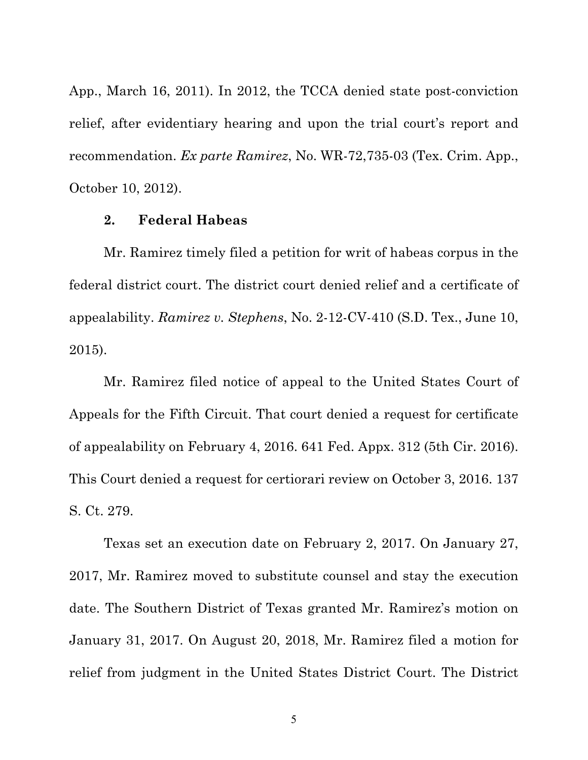App., March 16, 2011). In 2012, the TCCA denied state post-conviction relief, after evidentiary hearing and upon the trial court's report and recommendation. *Ex parte Ramirez*, No. WR-72,735-03 (Tex. Crim. App., October 10, 2012).

### 2. Federal Habeas

Mr. Ramirez timely filed a petition for writ of habeas corpus in the federal district court. The district court denied relief and a certificate of appealability. *Ramirez v. Stephens*, No. 2-12-CV-410 (S.D. Tex., June 10, 2015).

Mr. Ramirez filed notice of appeal to the United States Court of Appeals for the Fifth Circuit. That court denied a request for certificate of appealability on February 4, 2016. 641 Fed. Appx. 312 (5th Cir. 2016). This Court denied a request for certiorari review on October 3, 2016. 137 S. Ct. 279.

Texas set an execution date on February 2, 2017. On January 27, 2017, Mr. Ramirez moved to substitute counsel and stay the execution date. The Southern District of Texas granted Mr. Ramirez's motion on January 31, 2017. On August 20, 2018, Mr. Ramirez filed a motion for relief from judgment in the United States District Court. The District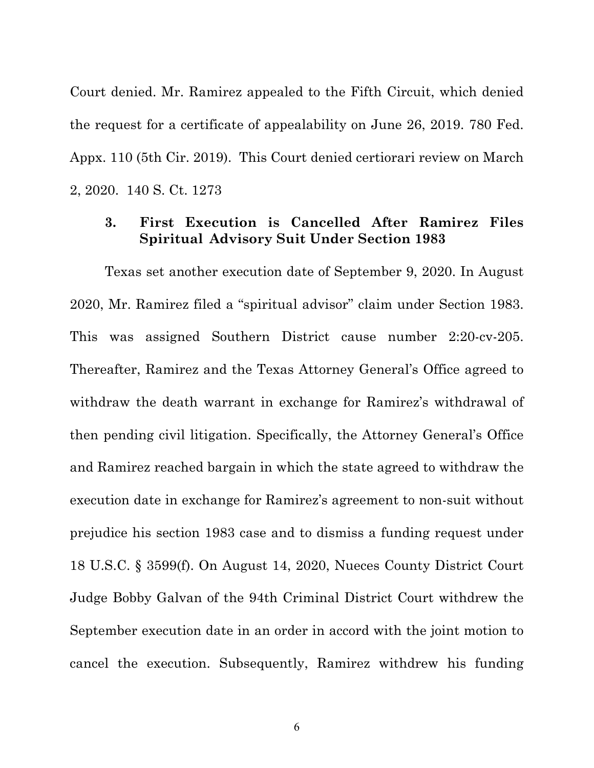Court denied. Mr. Ramirez appealed to the Fifth Circuit, which denied the request for a certificate of appealability on June 26, 2019. 780 Fed. Appx. 110 (5th Cir. 2019). This Court denied certiorari review on March 2, 2020. 140 S. Ct. 1273

### 3. First Execution is Cancelled After Ramirez Files Spiritual Advisory Suit Under Section 1983

Texas set another execution date of September 9, 2020. In August 2020, Mr. Ramirez filed a "spiritual advisor" claim under Section 1983. This was assigned Southern District cause number 2:20-cv-205. Thereafter, Ramirez and the Texas Attorney General's Office agreed to withdraw the death warrant in exchange for Ramirez's withdrawal of then pending civil litigation. Specifically, the Attorney General's Office and Ramirez reached bargain in which the state agreed to withdraw the execution date in exchange for Ramirez's agreement to non-suit without prejudice his section 1983 case and to dismiss a funding request under 18 U.S.C. § 3599(f). On August 14, 2020, Nueces County District Court Judge Bobby Galvan of the 94th Criminal District Court withdrew the September execution date in an order in accord with the joint motion to cancel the execution. Subsequently, Ramirez withdrew his funding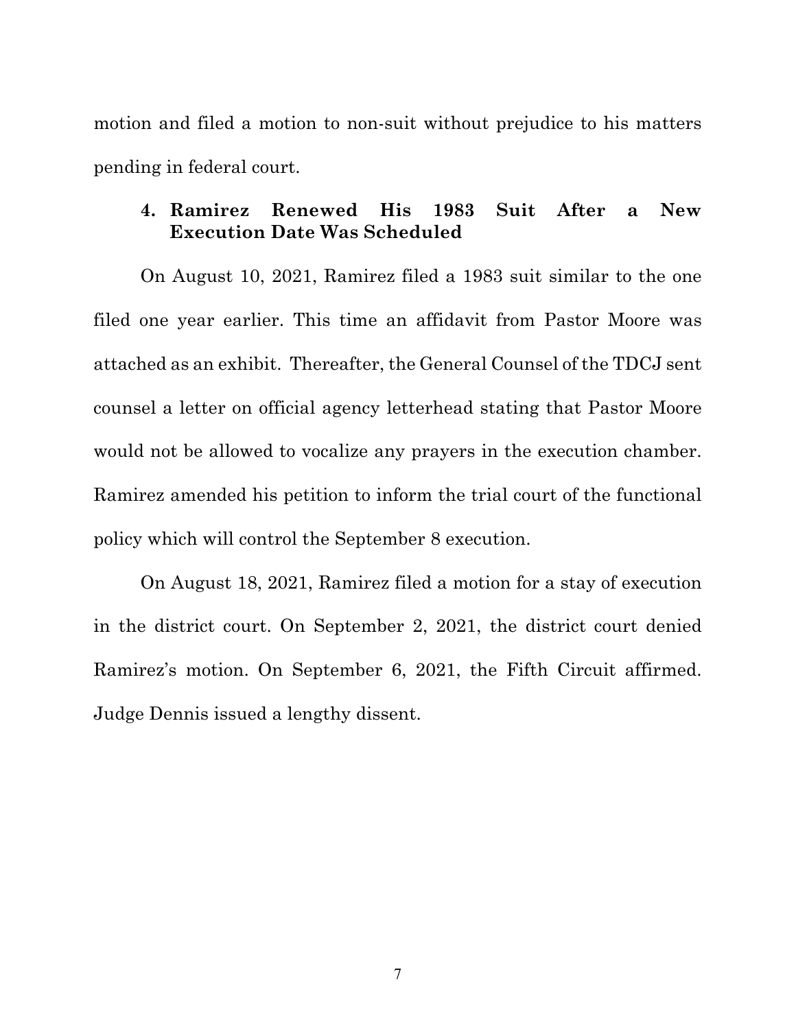motion and filed a motion to non-suit without prejudice to his matters pending in federal court.

### 4. Ramirez Renewed His 1983 Suit After a New Execution Date Was Scheduled

On August 10, 2021, Ramirez filed a 1983 suit similar to the one filed one year earlier. This time an affidavit from Pastor Moore was attached as an exhibit. Thereafter, the General Counsel of the TDCJ sent counsel a letter on official agency letterhead stating that Pastor Moore would not be allowed to vocalize any prayers in the execution chamber. Ramirez amended his petition to inform the trial court of the functional policy which will control the September 8 execution.

On August 18, 2021, Ramirez filed a motion for a stay of execution in the district court. On September 2, 2021, the district court denied Ramirez's motion. On September 6, 2021, the Fifth Circuit affirmed. Judge Dennis issued a lengthy dissent.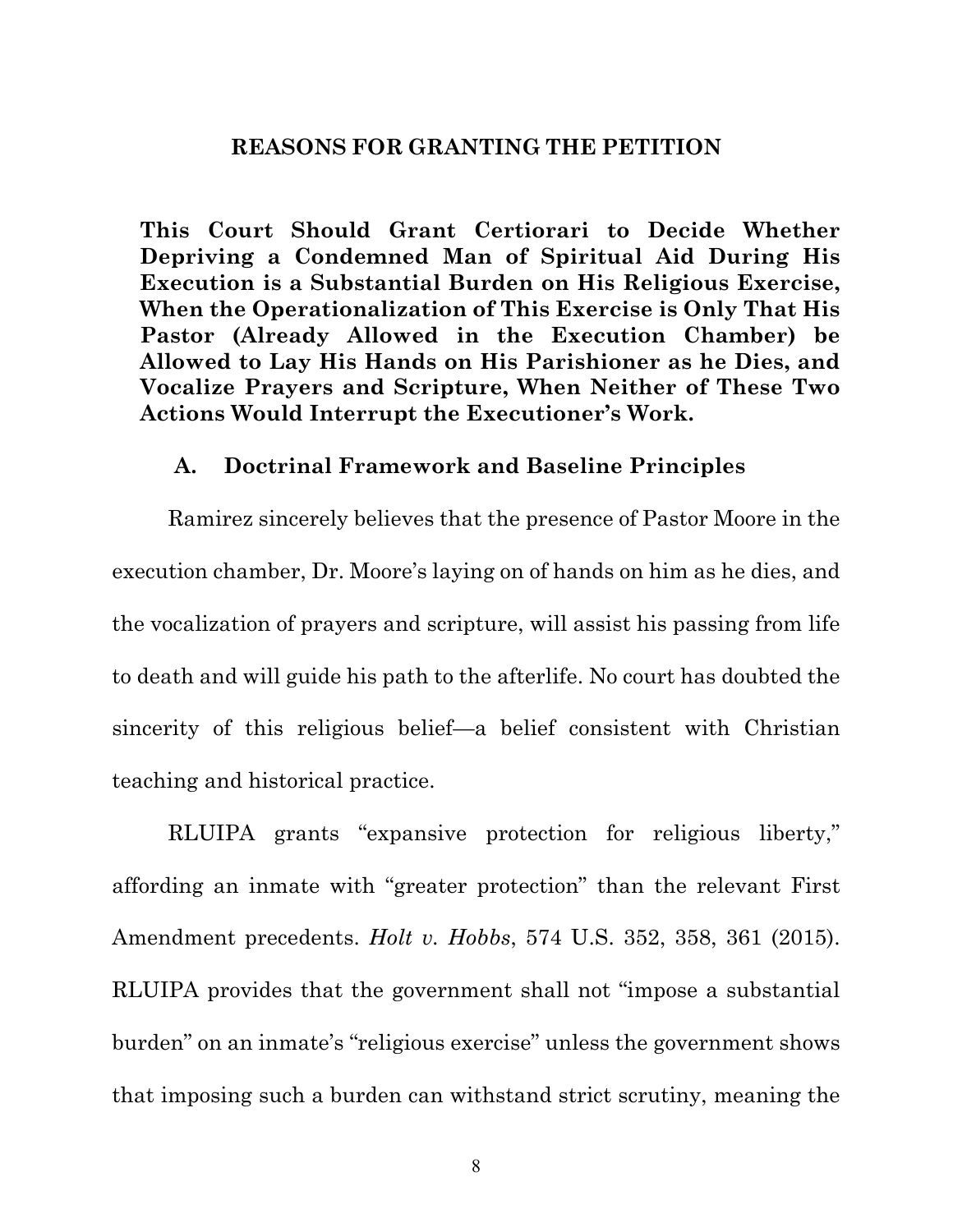## REASONS FOR GRANTING THE PETITION

**This Court Should Grant Certiorari to Decide Whether Depriving a Condemned Man of Spiritual Aid During His Execution is a Substantial Burden on His Religious Exercise, When the Operationalization of This Exercise is Only That His Pastor (Already Allowed in the Execution Chamber) be Allowed to Lay His Hands on His Parishioner as he Dies, and Vocalize Prayers and Scripture, When Neither of These Two Actions Would Interrupt the Executioner's Work.**

### A. Doctrinal Framework and Baseline Principles

Ramirez sincerely believes that the presence of Pastor Moore in the execution chamber, Dr. Moore's laying on of hands on him as he dies, and the vocalization of prayers and scripture, will assist his passing from life to death and will guide his path to the afterlife. No court has doubted the sincerity of this religious belief—a belief consistent with Christian teaching and historical practice.

RLUIPA grants "expansive protection for religious liberty," affording an inmate with "greater protection" than the relevant First Amendment precedents. *Holt v. Hobbs*, 574 U.S. 352, 358, 361 (2015). RLUIPA provides that the government shall not "impose a substantial burden" on an inmate's "religious exercise" unless the government shows that imposing such a burden can withstand strict scrutiny, meaning the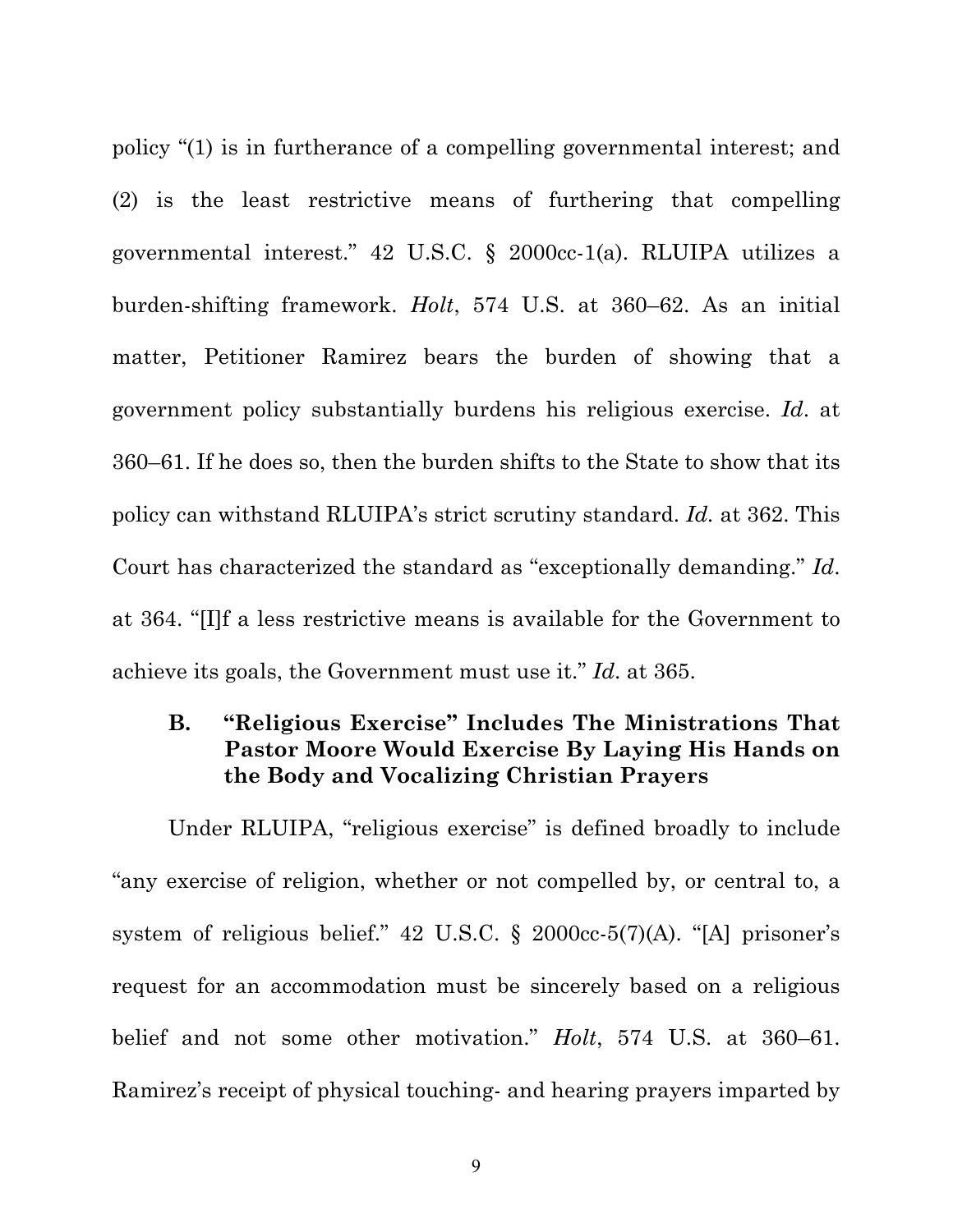policy "(1) is in furtherance of a compelling governmental interest; and (2) is the least restrictive means of furthering that compelling governmental interest." 42 U.S.C. § 2000cc-1(a). RLUIPA utilizes a burden-shifting framework. *Holt*, 574 U.S. at 360–62. As an initial matter, Petitioner Ramirez bears the burden of showing that a government policy substantially burdens his religious exercise. *Id*. at 360–61. If he does so, then the burden shifts to the State to show that its policy can withstand RLUIPA's strict scrutiny standard. *Id.* at 362. This Court has characterized the standard as "exceptionally demanding." *Id*. at 364. "[I]f a less restrictive means is available for the Government to achieve its goals, the Government must use it." *Id*. at 365.

### B. "Religious Exercise" Includes The Ministrations That Pastor Moore Would Exercise By Laying His Hands on the Body and Vocalizing Christian Prayers

Under RLUIPA, "religious exercise" is defined broadly to include "any exercise of religion, whether or not compelled by, or central to, a system of religious belief." 42 U.S.C. § 2000cc-5(7)(A). "[A] prisoner's request for an accommodation must be sincerely based on a religious belief and not some other motivation." *Holt*, 574 U.S. at 360–61. Ramirez's receipt of physical touching- and hearing prayers imparted by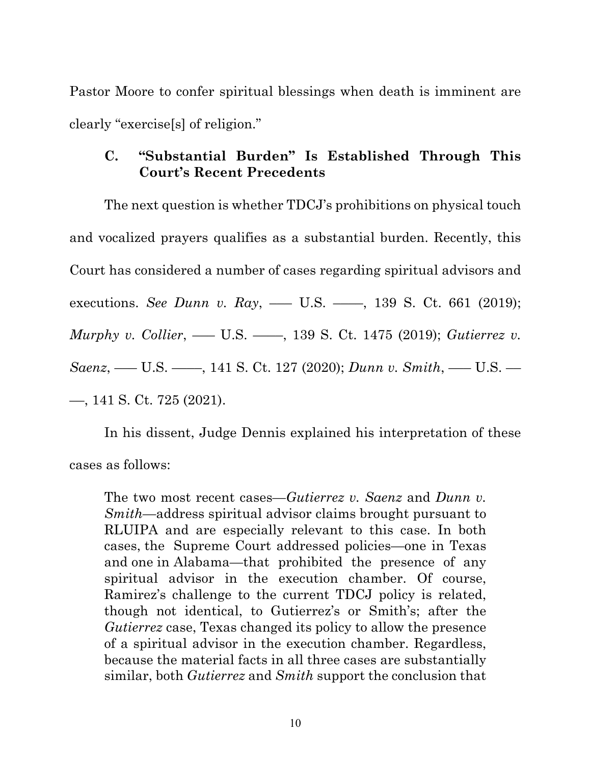Pastor Moore to confer spiritual blessings when death is imminent are clearly "exercise[s] of religion."

### C. "Substantial Burden" Is Established Through This Court's Recent Precedents

The next question is whether TDCJ's prohibitions on physical touch and vocalized prayers qualifies as a substantial burden. Recently, this Court has considered a number of cases regarding spiritual advisors and executions. *See Dunn v. Ray*, ––– U.S. –––, 139 S. Ct. 661 (2019); *Murphy v. Collier*, ––– U.S. –––, 139 S. Ct. 1475 (2019); *Gutierrez v. Saenz*, ––– U.S. –––, 141 S. Ct. 127 (2020); *Dunn v. Smith*, ––– U.S. –––, 141 S. Ct. 725 (2021).

In his dissent, Judge Dennis explained his interpretation of these cases as follows:

> The two most recent cases—*Gutierrez v. Saenz* and *Dunn v. Smith*—address spiritual advisor claims brought pursuant to RLUIPA and are especially relevant to this case. In both cases, the Supreme Court addressed policies—one in Texas and one in Alabama—that prohibited the presence of any spiritual advisor in the execution chamber. Of course, Ramirez's challenge to the current TDCJ policy is related, though not identical, to Gutierrez's or Smith's; after the *Gutierrez* case, Texas changed its policy to allow the presence of a spiritual advisor in the execution chamber. Regardless, because the material facts in all three cases are substantially similar, both *Gutierrez* and *Smith* support the conclusion that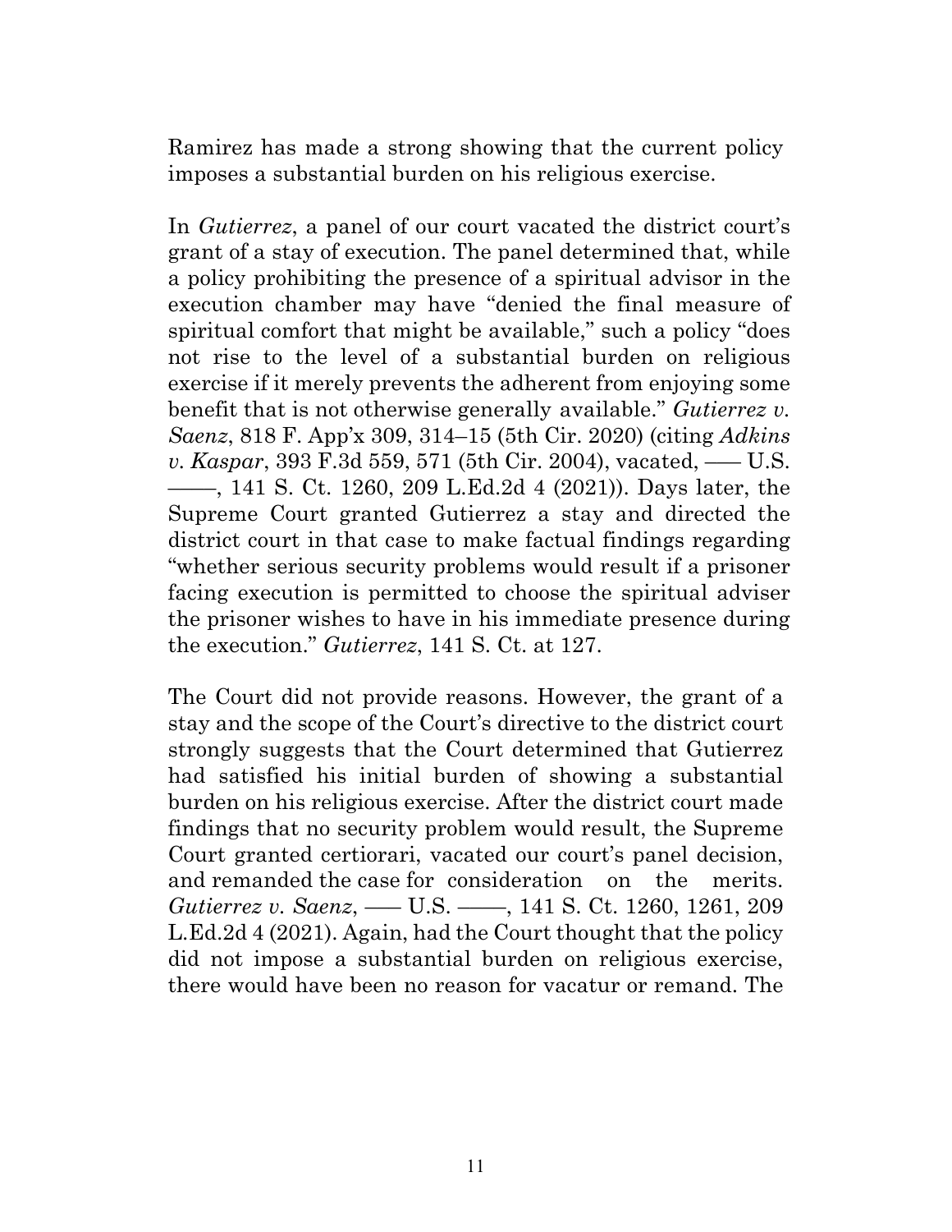Ramirez has made a strong showing that the current policy imposes a substantial burden on his religious exercise.

In *Gutierrez*, a panel of our court vacated the district court's grant of a stay of execution. The panel determined that, while a policy prohibiting the presence of a spiritual advisor in the execution chamber may have "denied the final measure of spiritual comfort that might be available," such a policy "does not rise to the level of a substantial burden on religious exercise if it merely prevents the adherent from enjoying some benefit that is not otherwise generally available." *Gutierrez v. Saenz*, 818 F. App'x 309, 314–15 (5th Cir. 2020) (citing *Adkins v. Kaspar*, 393 F.3d 559, 571 (5th Cir. 2004), vacated, ––– U.S. ––––, 141 S. Ct. 1260, 209 L.Ed.2d 4 (2021)). Days later, the Supreme Court granted Gutierrez a stay and directed the district court in that case to make factual findings regarding "whether serious security problems would result if a prisoner facing execution is permitted to choose the spiritual adviser the prisoner wishes to have in his immediate presence during the execution." *Gutierrez*, 141 S. Ct. at 127.

The Court did not provide reasons. However, the grant of a stay and the scope of the Court's directive to the district court strongly suggests that the Court determined that Gutierrez had satisfied his initial burden of showing a substantial burden on his religious exercise. After the district court made findings that no security problem would result, the Supreme Court granted certiorari, vacated our court's panel decision, and remanded the case for consideration on the merits. *Gutierrez v. Saenz*, ––– U.S. ––––, 141 S. Ct. 1260, 1261, 209 L.Ed.2d 4 (2021). Again, had the Court thought that the policy did not impose a substantial burden on religious exercise, there would have been no reason for vacatur or remand. The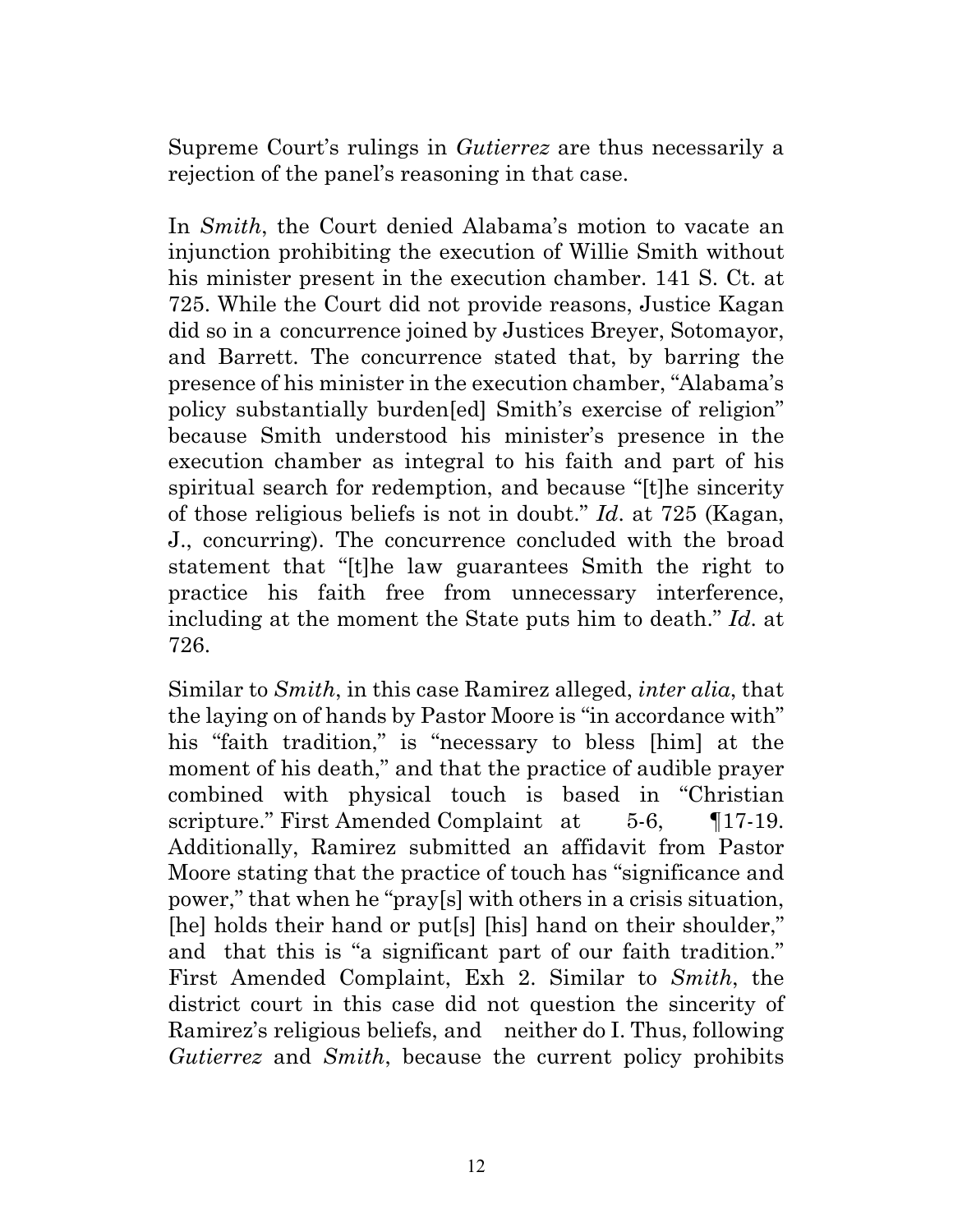Supreme Court's rulings in *Gutierrez* are thus necessarily a rejection of the panel's reasoning in that case.

In *Smith*, the Court denied Alabama's motion to vacate an injunction prohibiting the execution of Willie Smith without his minister present in the execution chamber. 141 S. Ct. at 725. While the Court did not provide reasons, Justice Kagan did so in a concurrence joined by Justices Breyer, Sotomayor, and Barrett. The concurrence stated that, by barring the presence of his minister in the execution chamber, "Alabama's policy substantially burden[ed] Smith's exercise of religion" because Smith understood his minister's presence in the execution chamber as integral to his faith and part of his spiritual search for redemption, and because "[t]he sincerity of those religious beliefs is not in doubt." *Id*. at 725 (Kagan, J., concurring). The concurrence concluded with the broad statement that "[t]he law guarantees Smith the right to practice his faith free from unnecessary interference, including at the moment the State puts him to death." *Id*. at 726.

Similar to *Smith*, in this case Ramirez alleged, *inter alia*, that the laying on of hands by Pastor Moore is "in accordance with" his "faith tradition," is "necessary to bless [him] at the moment of his death," and that the practice of audible prayer combined with physical touch is based in "Christian scripture." First Amended Complaint at 5-6, ¶17-19. Additionally, Ramirez submitted an affidavit from Pastor Moore stating that the practice of touch has "significance and power," that when he "pray[s] with others in a crisis situation, [he] holds their hand or put[s] [his] hand on their shoulder," and that this is "a significant part of our faith tradition." First Amended Complaint, Exh 2. Similar to *Smith*, the district court in this case did not question the sincerity of Ramirez's religious beliefs, and neither do I. Thus, following *Gutierrez* and *Smith*, because the current policy prohibits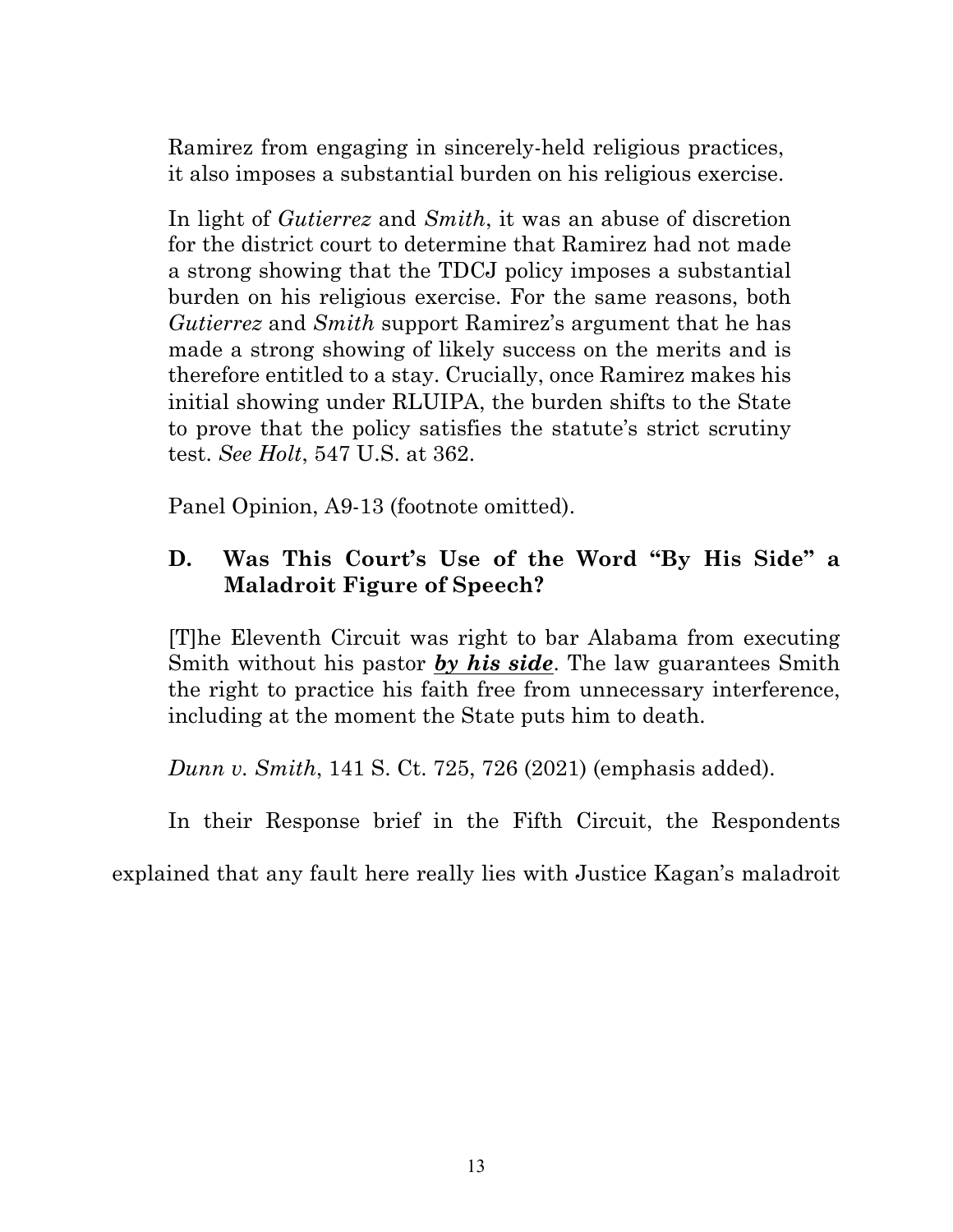> Ramirez from engaging in sincerely-held religious practices, it also imposes a substantial burden on his religious exercise.
>
> In light of *Gutierrez* and *Smith*, it was an abuse of discretion for the district court to determine that Ramirez had not made a strong showing that the TDCJ policy imposes a substantial burden on his religious exercise. For the same reasons, both *Gutierrez* and *Smith* support Ramirez's argument that he has made a strong showing of likely success on the merits and is therefore entitled to a stay. Crucially, once Ramirez makes his initial showing under RLUIPA, the burden shifts to the State to prove that the policy satisfies the statute's strict scrutiny test. *See Holt*, 547 U.S. at 362.
>
> Panel Opinion, A9-13 (footnote omitted).

### D. Was This Court's Use of the Word "By His Side" a Maladroit Figure of Speech?

> [T]he Eleventh Circuit was right to bar Alabama from executing Smith without his pastor ***<u>by his side</u>***. The law guarantees Smith the right to practice his faith free from unnecessary interference, including at the moment the State puts him to death.
>
> *Dunn v. Smith*, 141 S. Ct. 725, 726 (2021) (emphasis added).

In their Response brief in the Fifth Circuit, the Respondents explained that any fault here really lies with Justice Kagan's maladroit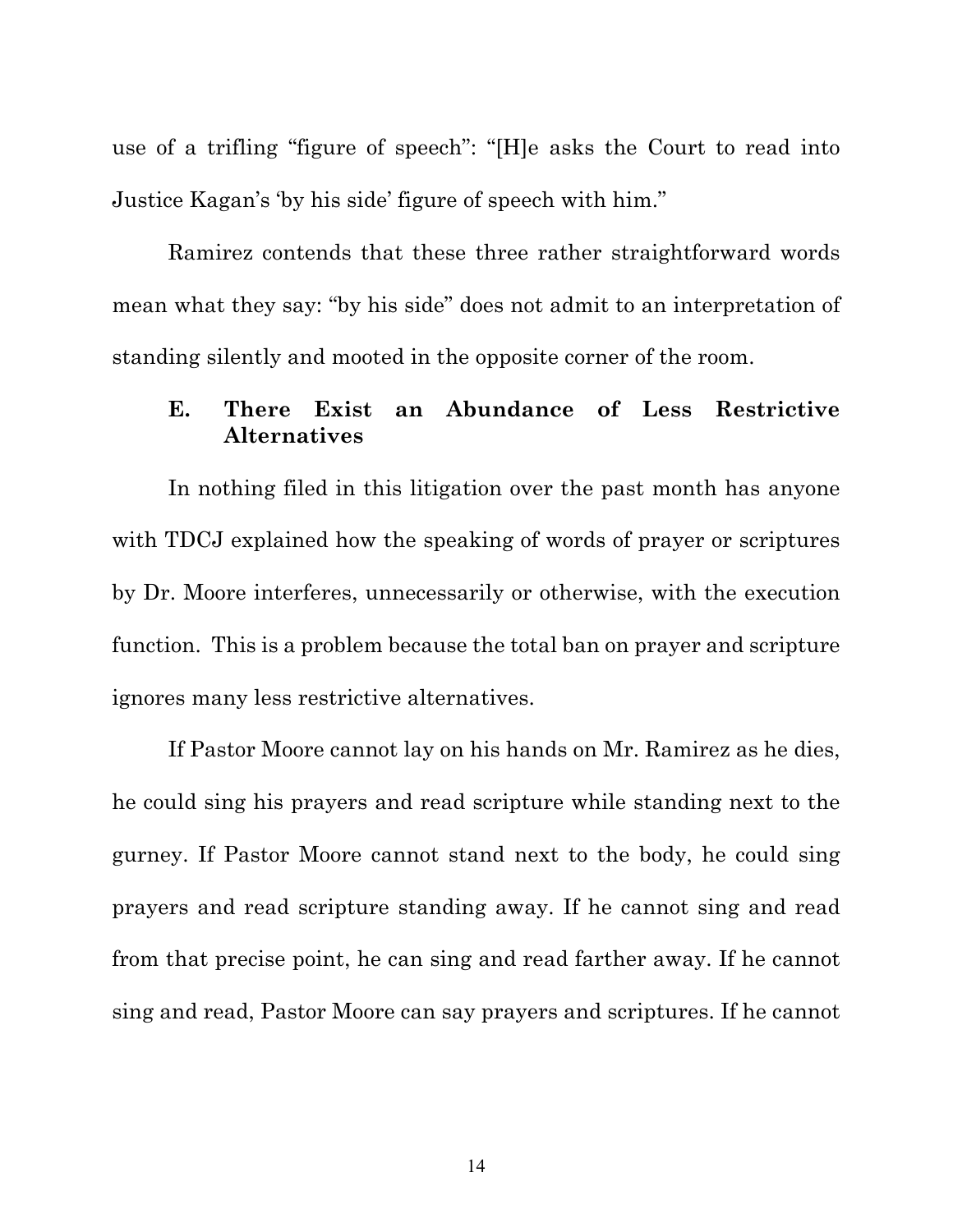use of a trifling "figure of speech": "[H]e asks the Court to read into Justice Kagan's 'by his side' figure of speech with him."

Ramirez contends that these three rather straightforward words mean what they say: "by his side" does not admit to an interpretation of standing silently and mooted in the opposite corner of the room.

### E. There Exist an Abundance of Less Restrictive Alternatives

In nothing filed in this litigation over the past month has anyone with TDCJ explained how the speaking of words of prayer or scriptures by Dr. Moore interferes, unnecessarily or otherwise, with the execution function. This is a problem because the total ban on prayer and scripture ignores many less restrictive alternatives.

If Pastor Moore cannot lay on his hands on Mr. Ramirez as he dies, he could sing his prayers and read scripture while standing next to the gurney. If Pastor Moore cannot stand next to the body, he could sing prayers and read scripture standing away. If he cannot sing and read from that precise point, he can sing and read farther away. If he cannot sing and read, Pastor Moore can say prayers and scriptures. If he cannot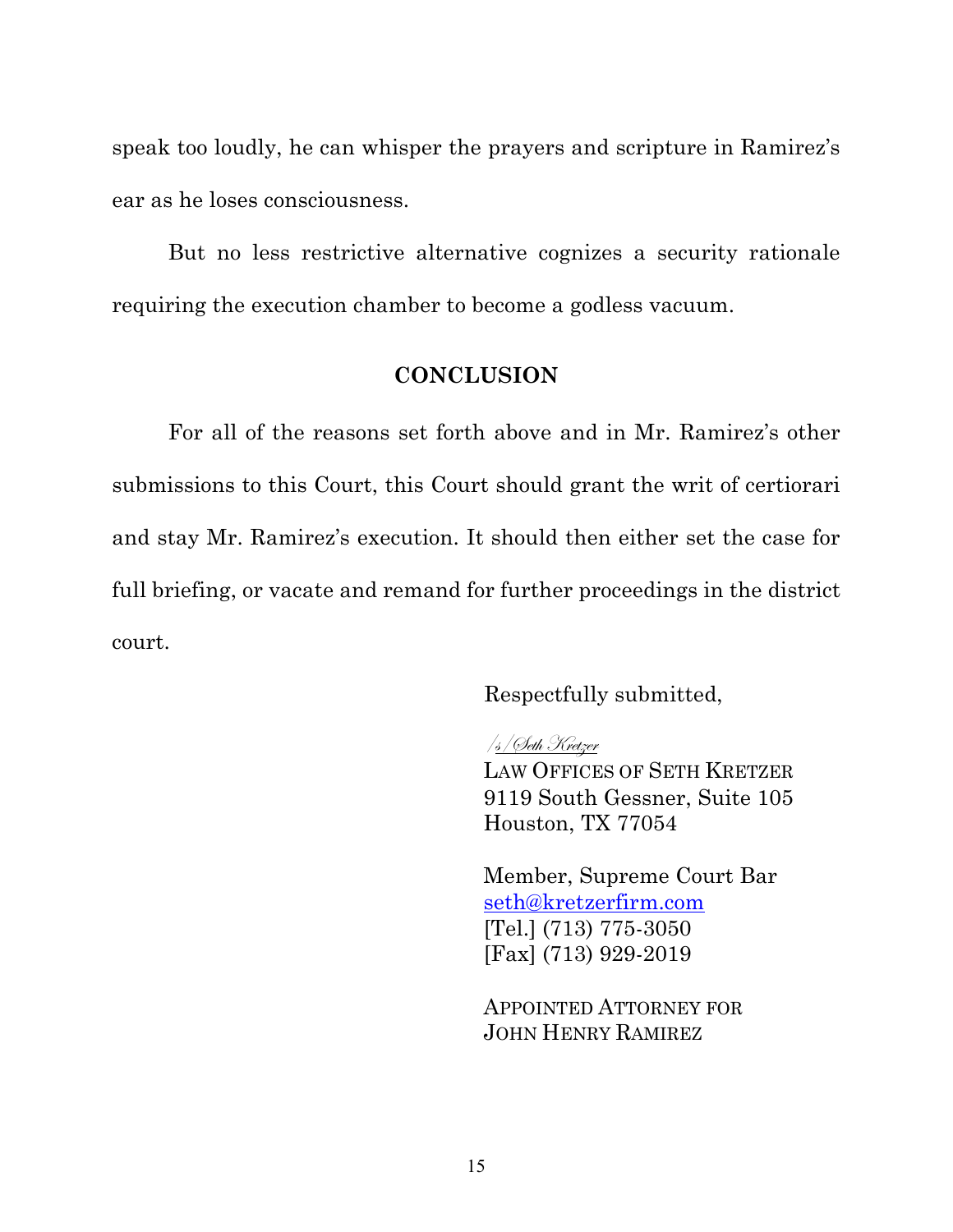speak too loudly, he can whisper the prayers and scripture in Ramirez's ear as he loses consciousness.

But no less restrictive alternative cognizes a security rationale requiring the execution chamber to become a godless vacuum.

## CONCLUSION

For all of the reasons set forth above and in Mr. Ramirez's other submissions to this Court, this Court should grant the writ of certiorari and stay Mr. Ramirez's execution. It should then either set the case for full briefing, or vacate and remand for further proceedings in the district court.

Respectfully submitted,

/s/ Seth Kretzer
LAW OFFICES OF SETH KRETZER
9119 South Gessner, Suite 105
Houston, TX 77054

Member, Supreme Court Bar
seth@kretzerfirm.com
[Tel.] (713) 775-3050
[Fax] (713) 929-2019

APPOINTED ATTORNEY FOR
JOHN HENRY RAMIREZ